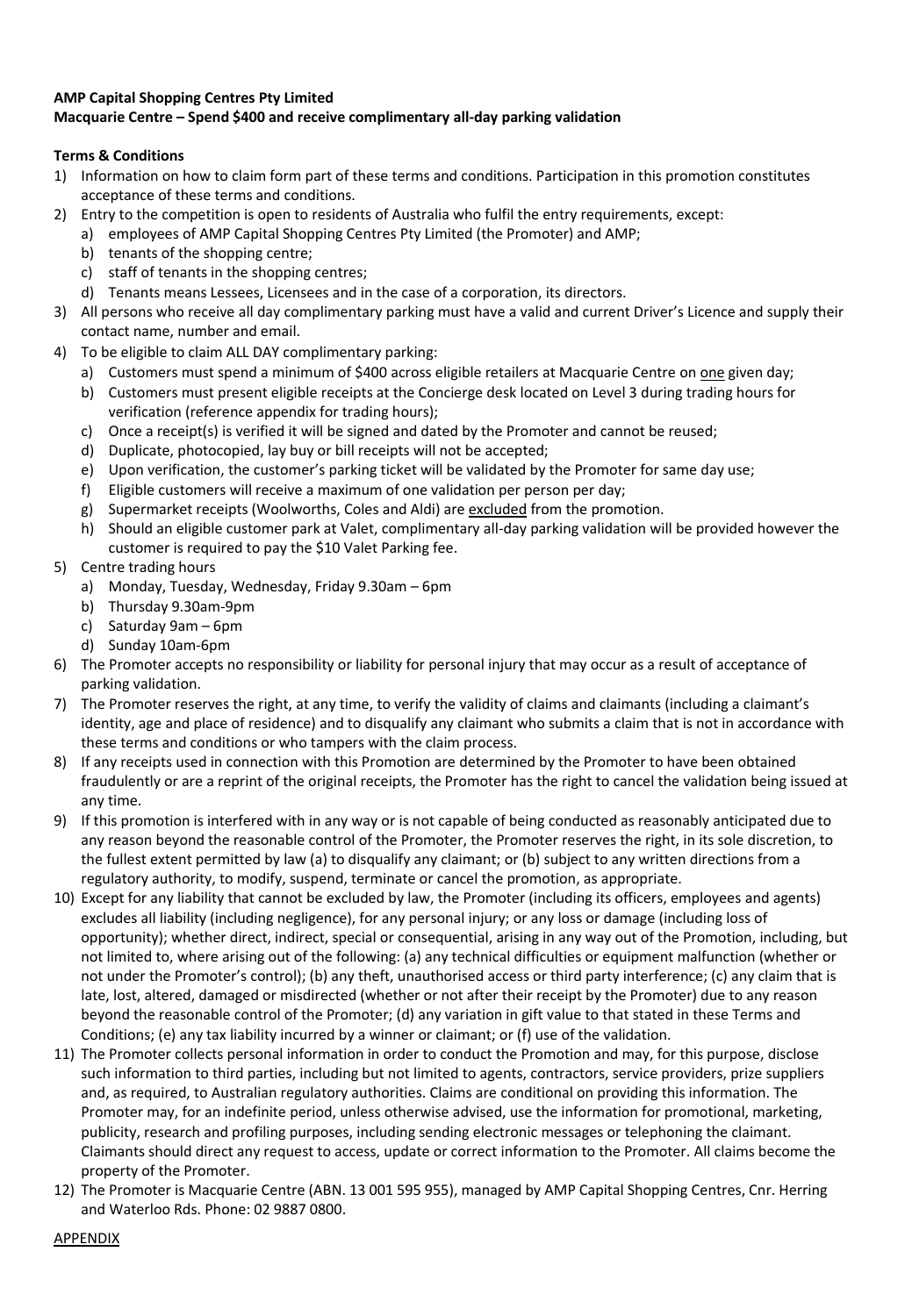**AMP Capital Shopping Centres Pty Limited**
**Macquarie Centre – Spend $400 and receive complimentary all-day parking validation**

**Terms & Conditions**

1) Information on how to claim form part of these terms and conditions. Participation in this promotion constitutes acceptance of these terms and conditions.
2) Entry to the competition is open to residents of Australia who fulfil the entry requirements, except:
   a) employees of AMP Capital Shopping Centres Pty Limited (the Promoter) and AMP;
   b) tenants of the shopping centre;
   c) staff of tenants in the shopping centres;
   d) Tenants means Lessees, Licensees and in the case of a corporation, its directors.
3) All persons who receive all day complimentary parking must have a valid and current Driver's Licence and supply their contact name, number and email.
4) To be eligible to claim ALL DAY complimentary parking:
   a) Customers must spend a minimum of $400 across eligible retailers at Macquarie Centre on <u>one</u> given day;
   b) Customers must present eligible receipts at the Concierge desk located on Level 3 during trading hours for verification (reference appendix for trading hours);
   c) Once a receipt(s) is verified it will be signed and dated by the Promoter and cannot be reused;
   d) Duplicate, photocopied, lay buy or bill receipts will not be accepted;
   e) Upon verification, the customer's parking ticket will be validated by the Promoter for same day use;
   f) Eligible customers will receive a maximum of one validation per person per day;
   g) Supermarket receipts (Woolworths, Coles and Aldi) are <u>excluded</u> from the promotion.
   h) Should an eligible customer park at Valet, complimentary all-day parking validation will be provided however the customer is required to pay the $10 Valet Parking fee.
5) Centre trading hours
   a) Monday, Tuesday, Wednesday, Friday 9.30am – 6pm
   b) Thursday 9.30am-9pm
   c) Saturday 9am – 6pm
   d) Sunday 10am-6pm
6) The Promoter accepts no responsibility or liability for personal injury that may occur as a result of acceptance of parking validation.
7) The Promoter reserves the right, at any time, to verify the validity of claims and claimants (including a claimant's identity, age and place of residence) and to disqualify any claimant who submits a claim that is not in accordance with these terms and conditions or who tampers with the claim process.
8) If any receipts used in connection with this Promotion are determined by the Promoter to have been obtained fraudulently or are a reprint of the original receipts, the Promoter has the right to cancel the validation being issued at any time.
9) If this promotion is interfered with in any way or is not capable of being conducted as reasonably anticipated due to any reason beyond the reasonable control of the Promoter, the Promoter reserves the right, in its sole discretion, to the fullest extent permitted by law (a) to disqualify any claimant; or (b) subject to any written directions from a regulatory authority, to modify, suspend, terminate or cancel the promotion, as appropriate.
10) Except for any liability that cannot be excluded by law, the Promoter (including its officers, employees and agents) excludes all liability (including negligence), for any personal injury; or any loss or damage (including loss of opportunity); whether direct, indirect, special or consequential, arising in any way out of the Promotion, including, but not limited to, where arising out of the following: (a) any technical difficulties or equipment malfunction (whether or not under the Promoter's control); (b) any theft, unauthorised access or third party interference; (c) any claim that is late, lost, altered, damaged or misdirected (whether or not after their receipt by the Promoter) due to any reason beyond the reasonable control of the Promoter; (d) any variation in gift value to that stated in these Terms and Conditions; (e) any tax liability incurred by a winner or claimant; or (f) use of the validation.
11) The Promoter collects personal information in order to conduct the Promotion and may, for this purpose, disclose such information to third parties, including but not limited to agents, contractors, service providers, prize suppliers and, as required, to Australian regulatory authorities. Claims are conditional on providing this information. The Promoter may, for an indefinite period, unless otherwise advised, use the information for promotional, marketing, publicity, research and profiling purposes, including sending electronic messages or telephoning the claimant. Claimants should direct any request to access, update or correct information to the Promoter. All claims become the property of the Promoter.
12) The Promoter is Macquarie Centre (ABN. 13 001 595 955), managed by AMP Capital Shopping Centres, Cnr. Herring and Waterloo Rds. Phone: 02 9887 0800.

<u>APPENDIX</u>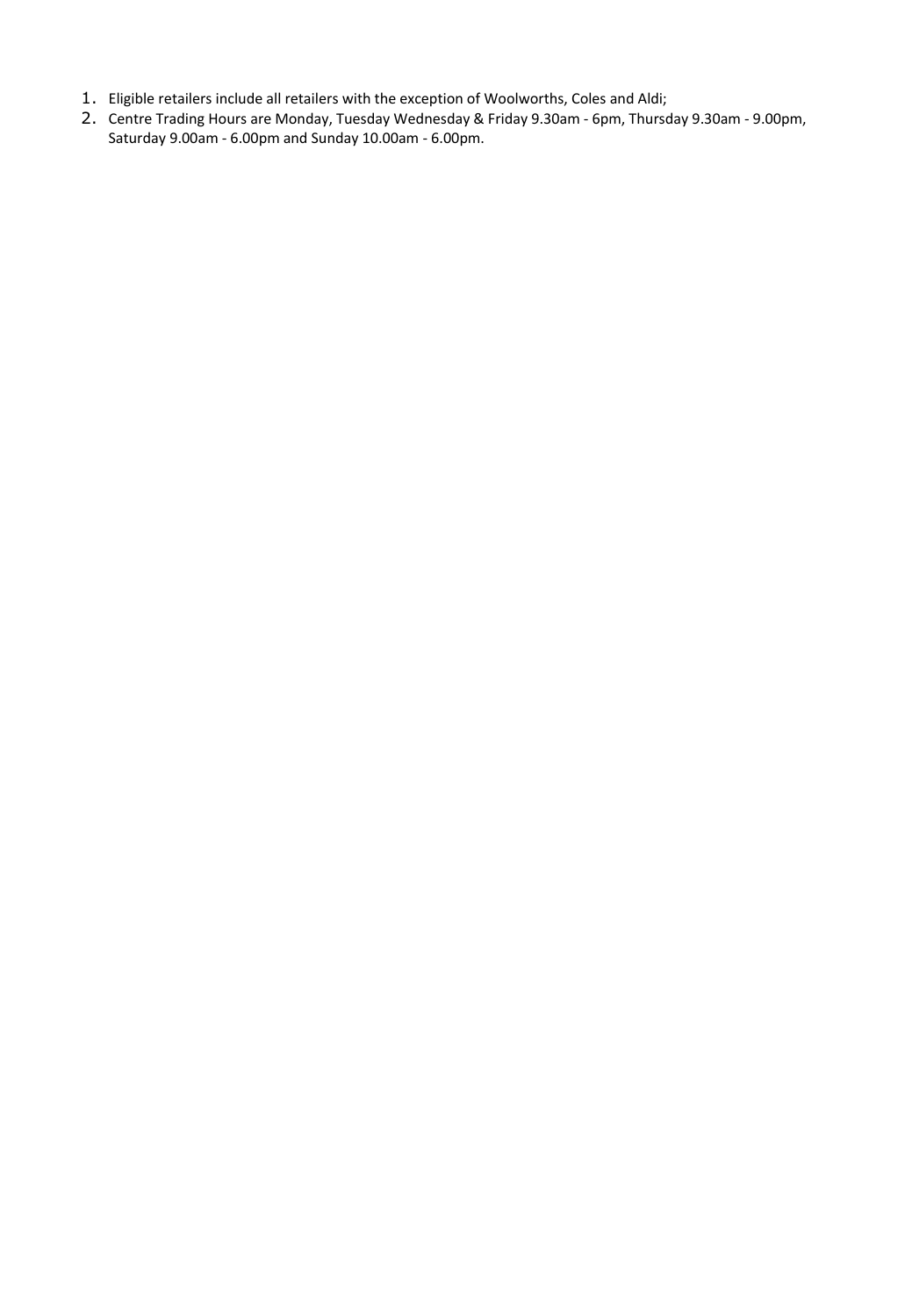1. Eligible retailers include all retailers with the exception of Woolworths, Coles and Aldi;
2. Centre Trading Hours are Monday, Tuesday Wednesday & Friday 9.30am - 6pm, Thursday 9.30am - 9.00pm, Saturday 9.00am - 6.00pm and Sunday 10.00am - 6.00pm.